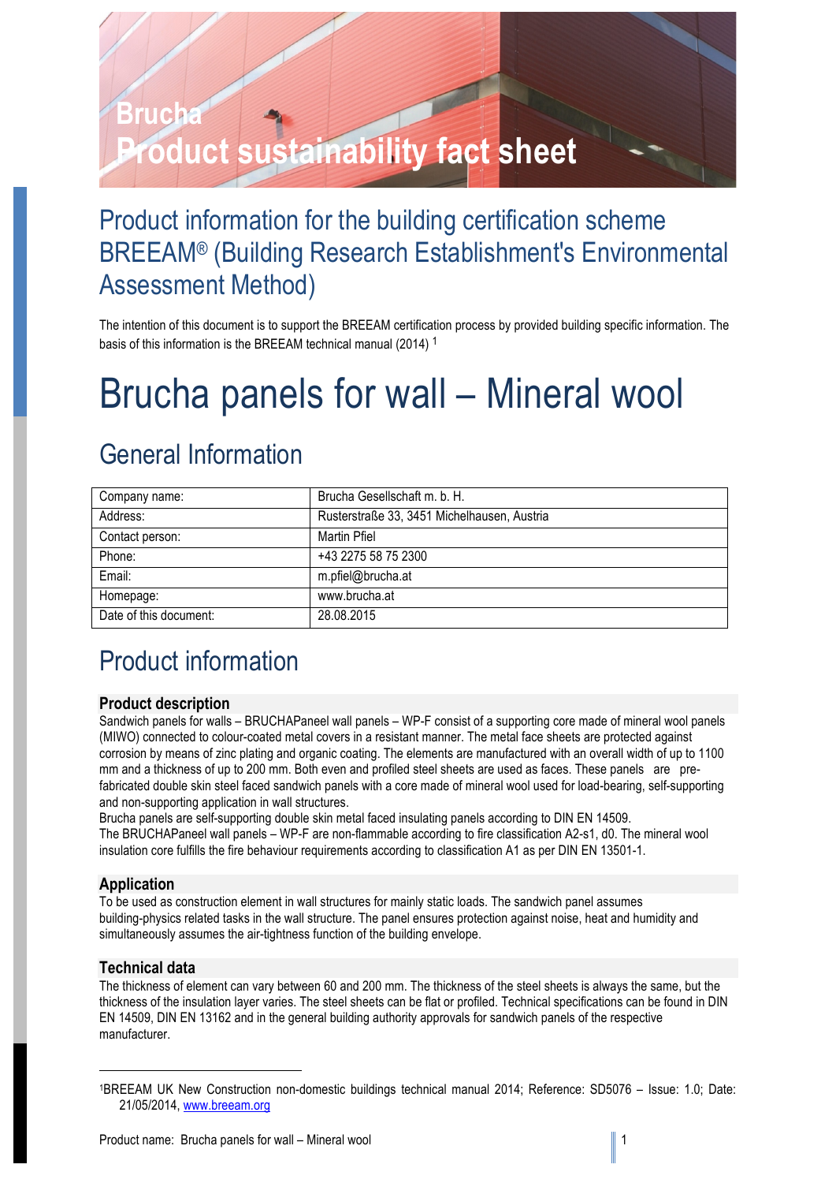# Brucha
# Product sustainability fact sheet

## Product information for the building certification scheme BREEAM® (Building Research Establishment's Environmental Assessment Method)

The intention of this document is to support the BREEAM certification process by provided building specific information. The basis of this information is the BREEAM technical manual (2014) [1]

# Brucha panels for wall – Mineral wool

## General Information

| Company name: | Brucha Gesellschaft m. b. H. |
|---|---|
| Address: | Rusterstraße 33, 3451 Michelhausen, Austria |
| Contact person: | Martin Pfiel |
| Phone: | +43 2275 58 75 2300 |
| Email: | m.pfiel@brucha.at |
| Homepage: | www.brucha.at |
| Date of this document: | 28.08.2015 |

## Product information

### Product description

Sandwich panels for walls – BRUCHAPaneel wall panels – WP-F consist of a supporting core made of mineral wool panels (MIWO) connected to colour-coated metal covers in a resistant manner. The metal face sheets are protected against corrosion by means of zinc plating and organic coating. The elements are manufactured with an overall width of up to 1100 mm and a thickness of up to 200 mm. Both even and profiled steel sheets are used as faces. These panels are pre-fabricated double skin steel faced sandwich panels with a core made of mineral wool used for load-bearing, self-supporting and non-supporting application in wall structures.
Brucha panels are self-supporting double skin metal faced insulating panels according to DIN EN 14509.
The BRUCHAPaneel wall panels – WP-F are non-flammable according to fire classification A2-s1, d0. The mineral wool insulation core fulfills the fire behaviour requirements according to classification A1 as per DIN EN 13501-1.

### Application

To be used as construction element in wall structures for mainly static loads. The sandwich panel assumes building-physics related tasks in the wall structure. The panel ensures protection against noise, heat and humidity and simultaneously assumes the air-tightness function of the building envelope.

### Technical data

The thickness of element can vary between 60 and 200 mm. The thickness of the steel sheets is always the same, but the thickness of the insulation layer varies. The steel sheets can be flat or profiled. Technical specifications can be found in DIN EN 14509, DIN EN 13162 and in the general building authority approvals for sandwich panels of the respective manufacturer.

[1] BREEAM UK New Construction non-domestic buildings technical manual 2014; Reference: SD5076 – Issue: 1.0; Date: 21/05/2014, www.breeam.org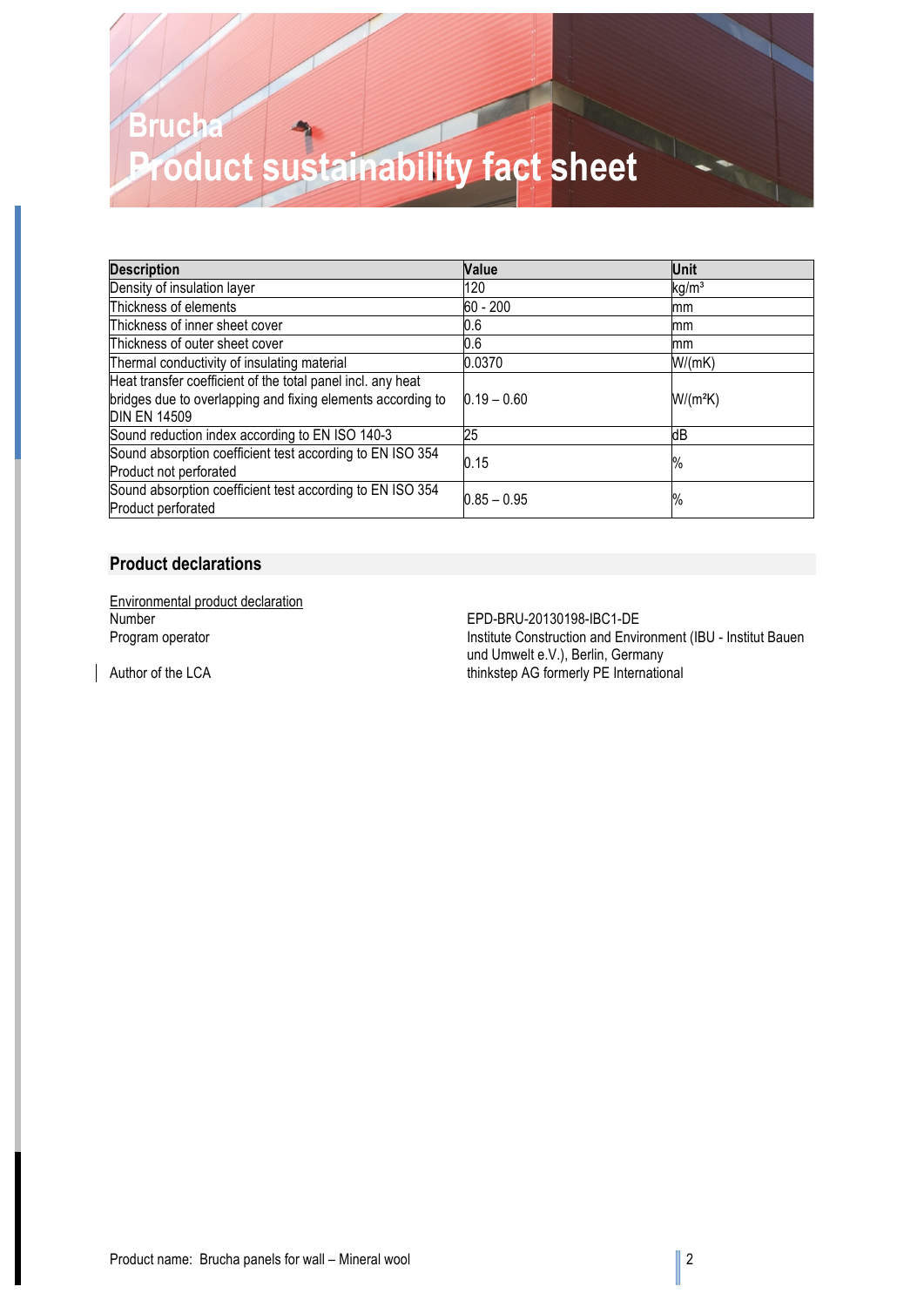# Brucha
# Product sustainability fact sheet

| Description | Value | Unit |
|---|---|---|
| Density of insulation layer | 120 | kg/m³ |
| Thickness of elements | 60 - 200 | mm |
| Thickness of inner sheet cover | 0.6 | mm |
| Thickness of outer sheet cover | 0.6 | mm |
| Thermal conductivity of insulating material | 0.0370 | W/(mK) |
| Heat transfer coefficient of the total panel incl. any heat bridges due to overlapping and fixing elements according to DIN EN 14509 | 0.19 – 0.60 | W/(m²K) |
| Sound reduction index according to EN ISO 140-3 | 25 | dB |
| Sound absorption coefficient test according to EN ISO 354 Product not perforated | 0.15 | % |
| Sound absorption coefficient test according to EN ISO 354 Product perforated | 0.85 – 0.95 | % |

## Product declarations

Environmental product declaration

Number: EPD-BRU-20130198-IBC1-DE

Program operator: Institute Construction and Environment (IBU - Institut Bauen und Umwelt e.V.), Berlin, Germany

Author of the LCA: thinkstep AG formerly PE International

Product name: Brucha panels for wall – Mineral wool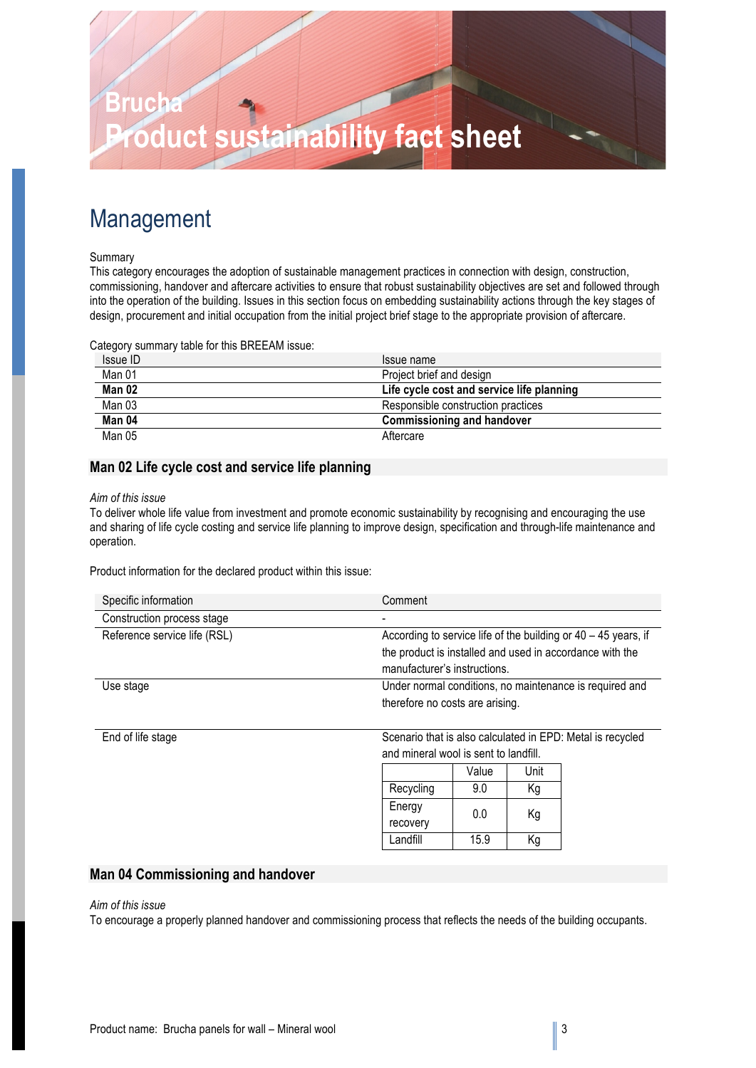# Brucha
# Product sustainability fact sheet

## Management

Summary
This category encourages the adoption of sustainable management practices in connection with design, construction, commissioning, handover and aftercare activities to ensure that robust sustainability objectives are set and followed through into the operation of the building. Issues in this section focus on embedding sustainability actions through the key stages of design, procurement and initial occupation from the initial project brief stage to the appropriate provision of aftercare.

Category summary table for this BREEAM issue:

| Issue ID | Issue name |
|---|---|
| Man 01 | Project brief and design |
| **Man 02** | **Life cycle cost and service life planning** |
| Man 03 | Responsible construction practices |
| **Man 04** | **Commissioning and handover** |
| Man 05 | Aftercare |

### Man 02 Life cycle cost and service life planning

*Aim of this issue*
To deliver whole life value from investment and promote economic sustainability by recognising and encouraging the use and sharing of life cycle costing and service life planning to improve design, specification and through-life maintenance and operation.

Product information for the declared product within this issue:

| Specific information | Comment |
|---|---|
| Construction process stage | - |
| Reference service life (RSL) | According to service life of the building or 40 – 45 years, if the product is installed and used in accordance with the manufacturer's instructions. |
| Use stage | Under normal conditions, no maintenance is required and therefore no costs are arising. |
| End of life stage | Scenario that is also calculated in EPD: Metal is recycled and mineral wool is sent to landfill. |

| | Value | Unit |
|---|---|---|
| Recycling | 9.0 | Kg |
| Energy recovery | 0.0 | Kg |
| Landfill | 15.9 | Kg |

### Man 04 Commissioning and handover

*Aim of this issue*
To encourage a properly planned handover and commissioning process that reflects the needs of the building occupants.

Product name: Brucha panels for wall – Mineral wool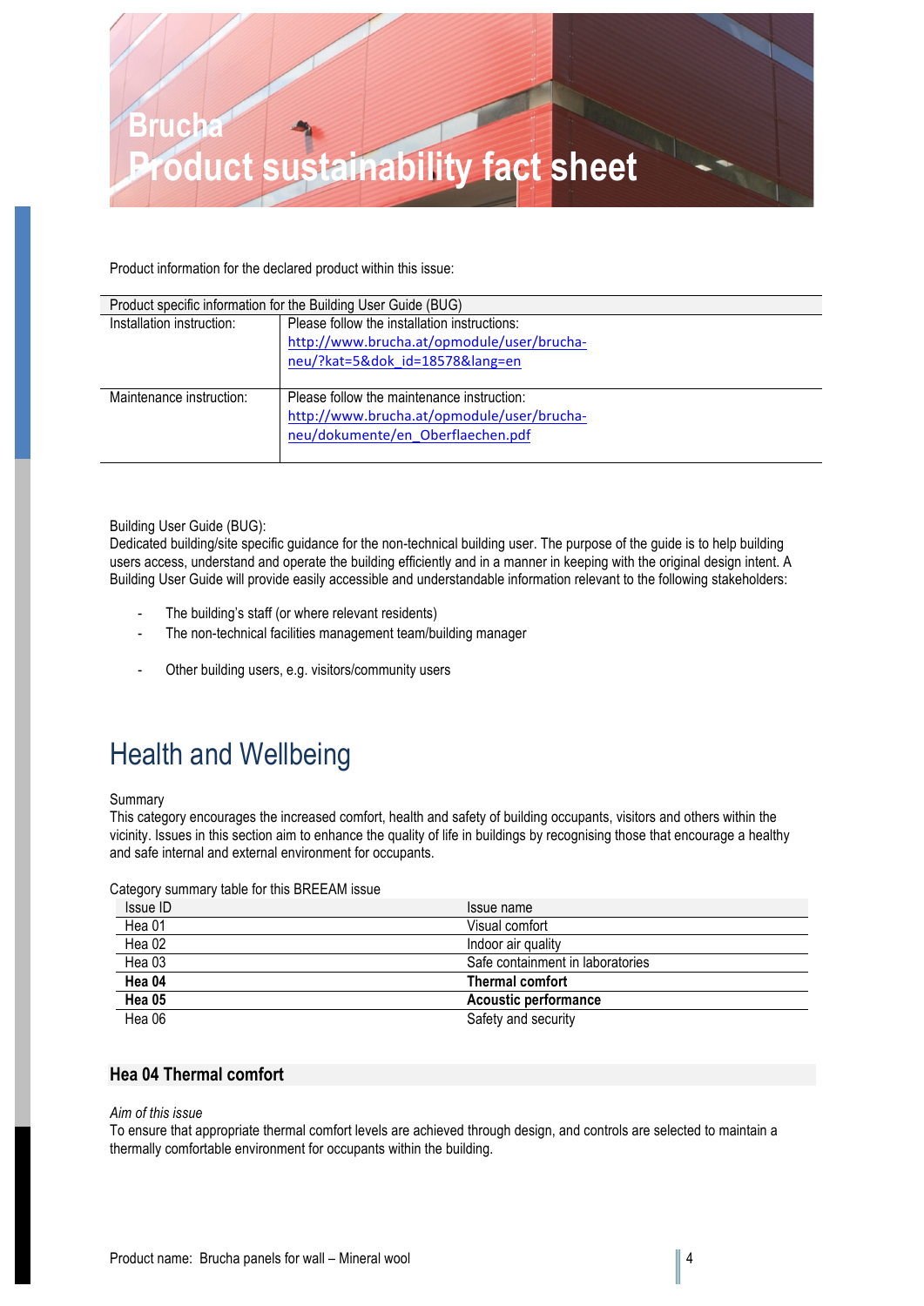Product information for the declared product within this issue:

| Product specific information for the Building User Guide (BUG) | |
|---|---|
| Installation instruction: | Please follow the installation instructions: http://www.brucha.at/opmodule/user/brucha-neu/?kat=5&dok_id=18578&lang=en |
| Maintenance instruction: | Please follow the maintenance instruction: http://www.brucha.at/opmodule/user/brucha-neu/dokumente/en_Oberflaechen.pdf |

Building User Guide (BUG):
Dedicated building/site specific guidance for the non-technical building user. The purpose of the guide is to help building users access, understand and operate the building efficiently and in a manner in keeping with the original design intent. A Building User Guide will provide easily accessible and understandable information relevant to the following stakeholders:

- The building's staff (or where relevant residents)
- The non-technical facilities management team/building manager
- Other building users, e.g. visitors/community users

# Health and Wellbeing

Summary
This category encourages the increased comfort, health and safety of building occupants, visitors and others within the vicinity. Issues in this section aim to enhance the quality of life in buildings by recognising those that encourage a healthy and safe internal and external environment for occupants.

Category summary table for this BREEAM issue

| Issue ID | Issue name |
|---|---|
| Hea 01 | Visual comfort |
| Hea 02 | Indoor air quality |
| Hea 03 | Safe containment in laboratories |
| **Hea 04** | **Thermal comfort** |
| **Hea 05** | **Acoustic performance** |
| Hea 06 | Safety and security |

## Hea 04 Thermal comfort

*Aim of this issue*
To ensure that appropriate thermal comfort levels are achieved through design, and controls are selected to maintain a thermally comfortable environment for occupants within the building.

Product name: Brucha panels for wall – Mineral wool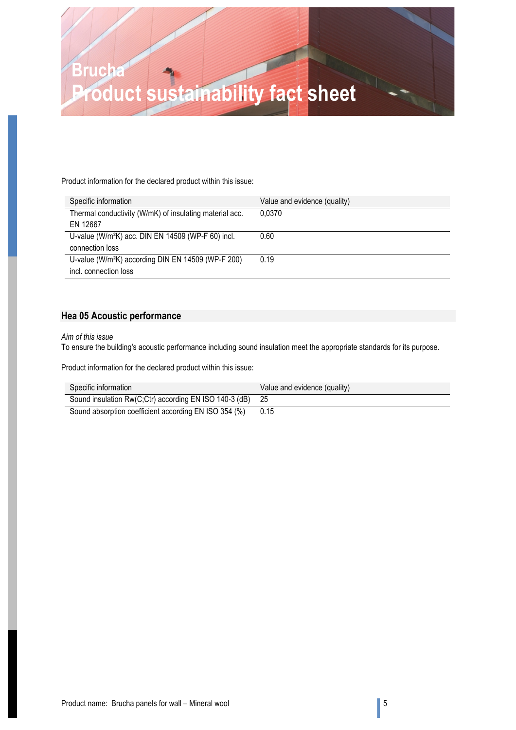# Brucha
# Product sustainability fact sheet

Product information for the declared product within this issue:

| Specific information | Value and evidence (quality) |
|---|---|
| Thermal conductivity (W/mK) of insulating material acc. EN 12667 | 0,0370 |
| U-value (W/m²K) acc. DIN EN 14509 (WP-F 60) incl. connection loss | 0.60 |
| U-value (W/m²K) according DIN EN 14509 (WP-F 200) incl. connection loss | 0.19 |

## Hea 05 Acoustic performance

*Aim of this issue*

To ensure the building's acoustic performance including sound insulation meet the appropriate standards for its purpose.

Product information for the declared product within this issue:

| Specific information | Value and evidence (quality) |
|---|---|
| Sound insulation Rw(C;Ctr) according EN ISO 140-3 (dB) | 25 |
| Sound absorption coefficient according EN ISO 354 (%) | 0.15 |

Product name: Brucha panels for wall – Mineral wool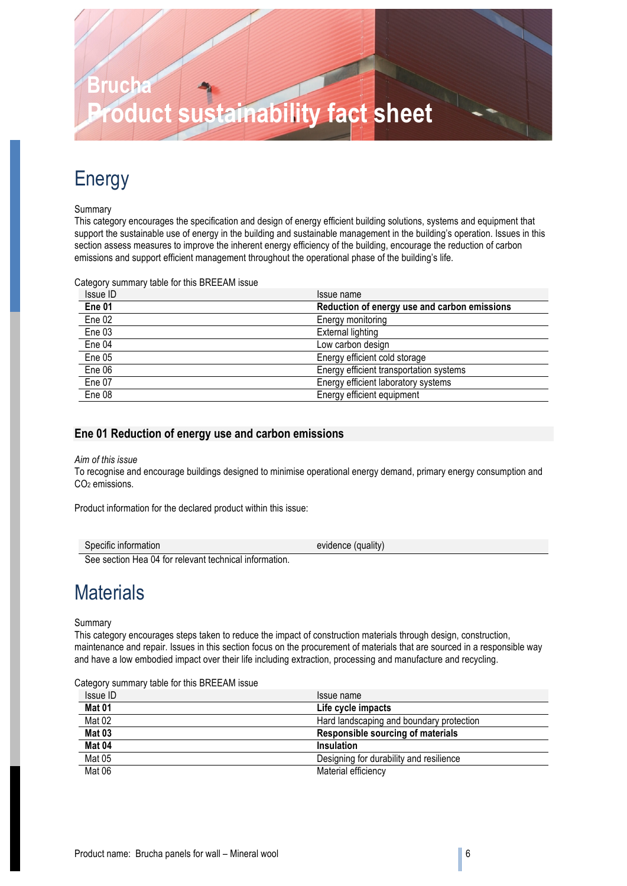# Brucha
# Product sustainability fact sheet

## Energy

Summary
This category encourages the specification and design of energy efficient building solutions, systems and equipment that support the sustainable use of energy in the building and sustainable management in the building's operation. Issues in this section assess measures to improve the inherent energy efficiency of the building, encourage the reduction of carbon emissions and support efficient management throughout the operational phase of the building's life.

Category summary table for this BREEAM issue

| Issue ID | Issue name |
|---|---|
| **Ene 01** | **Reduction of energy use and carbon emissions** |
| Ene 02 | Energy monitoring |
| Ene 03 | External lighting |
| Ene 04 | Low carbon design |
| Ene 05 | Energy efficient cold storage |
| Ene 06 | Energy efficient transportation systems |
| Ene 07 | Energy efficient laboratory systems |
| Ene 08 | Energy efficient equipment |

### Ene 01 Reduction of energy use and carbon emissions

*Aim of this issue*
To recognise and encourage buildings designed to minimise operational energy demand, primary energy consumption and $CO_2$ emissions.

Product information for the declared product within this issue:

| Specific information | evidence (quality) |
|---|---|
| See section Hea 04 for relevant technical information. | |

## Materials

Summary
This category encourages steps taken to reduce the impact of construction materials through design, construction, maintenance and repair. Issues in this section focus on the procurement of materials that are sourced in a responsible way and have a low embodied impact over their life including extraction, processing and manufacture and recycling.

Category summary table for this BREEAM issue

| Issue ID | Issue name |
|---|---|
| **Mat 01** | **Life cycle impacts** |
| Mat 02 | Hard landscaping and boundary protection |
| **Mat 03** | **Responsible sourcing of materials** |
| **Mat 04** | **Insulation** |
| Mat 05 | Designing for durability and resilience |
| Mat 06 | Material efficiency |

Product name: Brucha panels for wall – Mineral wool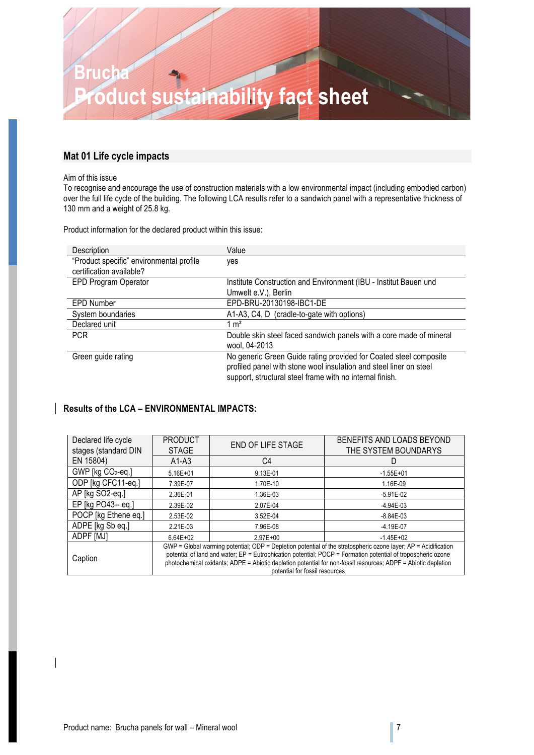# Brucha
# Product sustainability fact sheet

## Mat 01 Life cycle impacts

Aim of this issue

To recognise and encourage the use of construction materials with a low environmental impact (including embodied carbon) over the full life cycle of the building. The following LCA results refer to a sandwich panel with a representative thickness of 130 mm and a weight of 25.8 kg.

Product information for the declared product within this issue:

| Description | Value |
|---|---|
| "Product specific" environmental profile certification available? | yes |
| EPD Program Operator | Institute Construction and Environment (IBU - Institut Bauen und Umwelt e.V.), Berlin |
| EPD Number | EPD-BRU-20130198-IBC1-DE |
| System boundaries | A1-A3, C4, D (cradle-to-gate with options) |
| Declared unit | 1 m² |
| PCR | Double skin steel faced sandwich panels with a core made of mineral wool, 04-2013 |
| Green guide rating | No generic Green Guide rating provided for Coated steel composite profiled panel with stone wool insulation and steel liner on steel support, structural steel frame with no internal finish. |

### Results of the LCA – ENVIRONMENTAL IMPACTS:

| Declared life cycle stages (standard DIN EN 15804) | PRODUCT STAGE | END OF LIFE STAGE | BENEFITS AND LOADS BEYOND THE SYSTEM BOUNDARYS |
|---|---|---|---|
| | A1-A3 | C4 | D |
| GWP [kg $CO_2$-eq.] | 5.16E+01 | 9.13E-01 | -1.55E+01 |
| ODP [kg CFC11-eq.] | 7.39E-07 | 1.70E-10 | 1.16E-09 |
| AP [kg SO2-eq.] | 2.36E-01 | 1.36E-03 | -5.91E-02 |
| EP [kg PO43-- eq.] | 2.39E-02 | 2.07E-04 | -4.94E-03 |
| POCP [kg Ethene eq.] | 2.53E-02 | 3.52E-04 | -8.84E-03 |
| ADPE [kg Sb eq.] | 2.21E-03 | 7.96E-08 | -4.19E-07 |
| ADPF [MJ] | 6.64E+02 | 2.97E+00 | -1.45E+02 |
| Caption | GWP = Global warming potential; ODP = Depletion potential of the stratospheric ozone layer; AP = Acidification potential of land and water; EP = Eutrophication potential; POCP = Formation potential of tropospheric ozone photochemical oxidants; ADPE = Abiotic depletion potential for non-fossil resources; ADPF = Abiotic depletion potential for fossil resources | | |

Product name: Brucha panels for wall – Mineral wool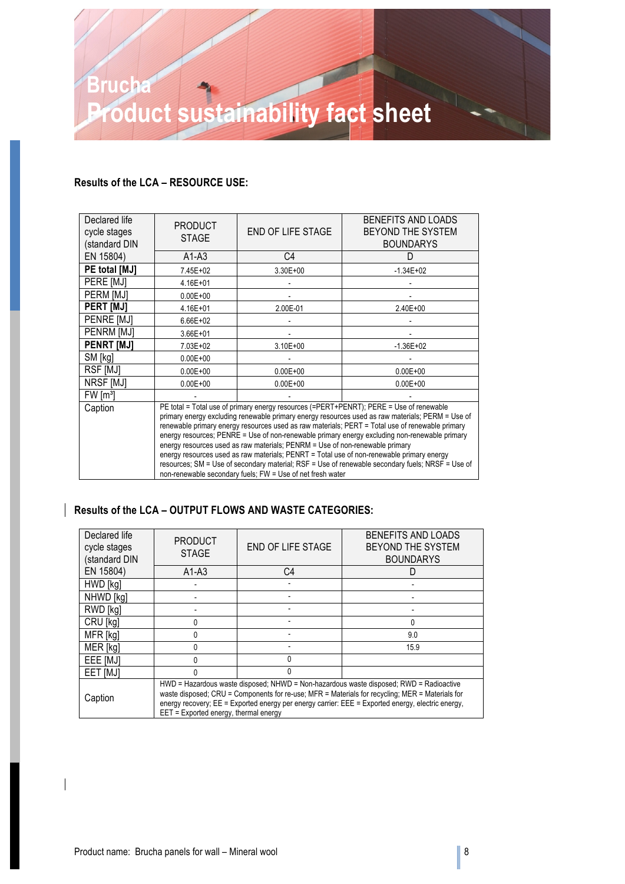# Brucha
# Product sustainability fact sheet

### Results of the LCA – RESOURCE USE:

| Declared life cycle stages (standard DIN EN 15804) | PRODUCT STAGE | END OF LIFE STAGE | BENEFITS AND LOADS BEYOND THE SYSTEM BOUNDARYS |
|---|---|---|---|
| | A1-A3 | C4 | D |
| **PE total [MJ]** | 7.45E+02 | 3.30E+00 | -1.34E+02 |
| PERE [MJ] | 4.16E+01 | - | - |
| PERM [MJ] | 0.00E+00 | - | - |
| **PERT [MJ]** | 4.16E+01 | 2.00E-01 | 2.40E+00 |
| PENRE [MJ] | 6.66E+02 | - | - |
| PENRM [MJ] | 3.66E+01 | - | - |
| **PENRT [MJ]** | 7.03E+02 | 3.10E+00 | -1.36E+02 |
| SM [kg] | 0.00E+00 | - | - |
| RSF [MJ] | 0.00E+00 | 0.00E+00 | 0.00E+00 |
| NRSF [MJ] | 0.00E+00 | 0.00E+00 | 0.00E+00 |
| FW [m³] | - | - | - |
| Caption | PE total = Total use of primary energy resources (=PERT+PENRT); PERE = Use of renewable primary energy excluding renewable primary energy resources used as raw materials; PERM = Use of renewable primary energy resources used as raw materials; PERT = Total use of renewable primary energy resources; PENRE = Use of non-renewable primary energy excluding non-renewable primary energy resources used as raw materials; PENRM = Use of non-renewable primary energy resources used as raw materials; PENRT = Total use of non-renewable primary energy resources; SM = Use of secondary material; RSF = Use of renewable secondary fuels; NRSF = Use of non-renewable secondary fuels; FW = Use of net fresh water | | |

### Results of the LCA – OUTPUT FLOWS AND WASTE CATEGORIES:

| Declared life cycle stages (standard DIN EN 15804) | PRODUCT STAGE | END OF LIFE STAGE | BENEFITS AND LOADS BEYOND THE SYSTEM BOUNDARYS |
|---|---|---|---|
| | A1-A3 | C4 | D |
| HWD [kg] | - | - | - |
| NHWD [kg] | - | - | - |
| RWD [kg] | - | - | - |
| CRU [kg] | 0 | - | 0 |
| MFR [kg] | 0 | - | 9.0 |
| MER [kg] | 0 | - | 15.9 |
| EEE [MJ] | 0 | 0 | |
| EET [MJ] | 0 | 0 | |
| Caption | HWD = Hazardous waste disposed; NHWD = Non-hazardous waste disposed; RWD = Radioactive waste disposed; CRU = Components for re-use; MFR = Materials for recycling; MER = Materials for energy recovery; EE = Exported energy per energy carrier: EEE = Exported energy, electric energy, EET = Exported energy, thermal energy | | |

Product name: Brucha panels for wall – Mineral wool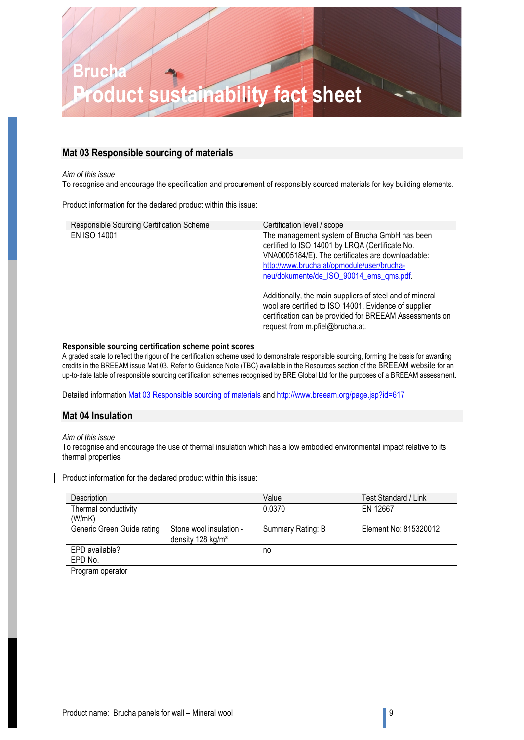# Brucha
# Product sustainability fact sheet

## Mat 03 Responsible sourcing of materials

*Aim of this issue*
To recognise and encourage the specification and procurement of responsibly sourced materials for key building elements.

Product information for the declared product within this issue:

| Responsible Sourcing Certification Scheme | Certification level / scope |
|---|---|
| EN ISO 14001 | The management system of Brucha GmbH has been certified to ISO 14001 by LRQA (Certificate No. VNA0005184/E). The certificates are downloadable: http://www.brucha.at/opmodule/user/brucha-neu/dokumente/de_ISO_90014_ems_qms.pdf.<br><br>Additionally, the main suppliers of steel and of mineral wool are certified to ISO 14001. Evidence of supplier certification can be provided for BREEAM Assessments on request from m.pfiel@brucha.at. |

**Responsible sourcing certification scheme point scores**
A graded scale to reflect the rigour of the certification scheme used to demonstrate responsible sourcing, forming the basis for awarding credits in the BREEAM issue Mat 03. Refer to Guidance Note (TBC) available in the Resources section of the BREEAM website for an up-to-date table of responsible sourcing certification schemes recognised by BRE Global Ltd for the purposes of a BREEAM assessment.

Detailed information Mat 03 Responsible sourcing of materials and http://www.breeam.org/page.jsp?id=617

## Mat 04 Insulation

*Aim of this issue*
To recognise and encourage the use of thermal insulation which has a low embodied environmental impact relative to its thermal properties

Product information for the declared product within this issue:

| Description | | Value | Test Standard / Link |
|---|---|---|---|
| Thermal conductivity (W/mK) | | 0.0370 | EN 12667 |
| Generic Green Guide rating | Stone wool insulation - density 128 kg/m³ | Summary Rating: B | Element No: 815320012 |
| EPD available? | | no | |
| EPD No. | | | |
| Program operator | | | |

Product name: Brucha panels for wall – Mineral wool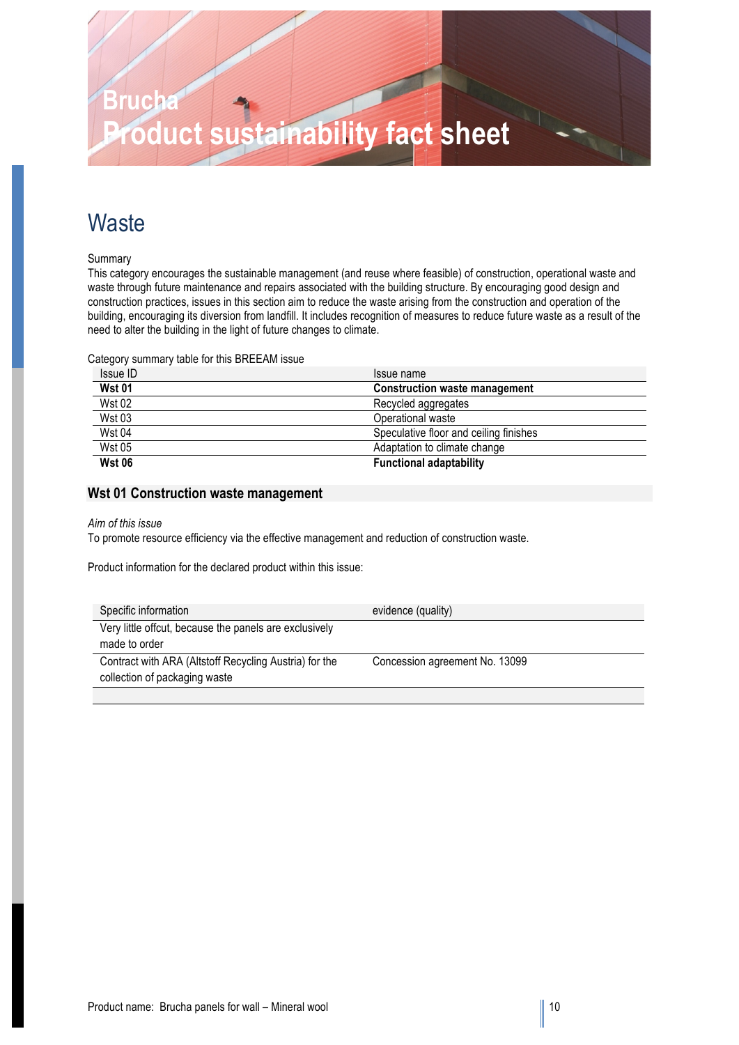# Brucha
# Product sustainability fact sheet

## Waste

Summary

This category encourages the sustainable management (and reuse where feasible) of construction, operational waste and waste through future maintenance and repairs associated with the building structure. By encouraging good design and construction practices, issues in this section aim to reduce the waste arising from the construction and operation of the building, encouraging its diversion from landfill. It includes recognition of measures to reduce future waste as a result of the need to alter the building in the light of future changes to climate.

Category summary table for this BREEAM issue

| Issue ID | Issue name |
|---|---|
| **Wst 01** | **Construction waste management** |
| Wst 02 | Recycled aggregates |
| Wst 03 | Operational waste |
| Wst 04 | Speculative floor and ceiling finishes |
| Wst 05 | Adaptation to climate change |
| **Wst 06** | **Functional adaptability** |

### Wst 01 Construction waste management

*Aim of this issue*

To promote resource efficiency via the effective management and reduction of construction waste.

Product information for the declared product within this issue:

| Specific information | evidence (quality) |
|---|---|
| Very little offcut, because the panels are exclusively made to order | |
| Contract with ARA (Altstoff Recycling Austria) for the collection of packaging waste | Concession agreement No. 13099 |
| | |

Product name: Brucha panels for wall – Mineral wool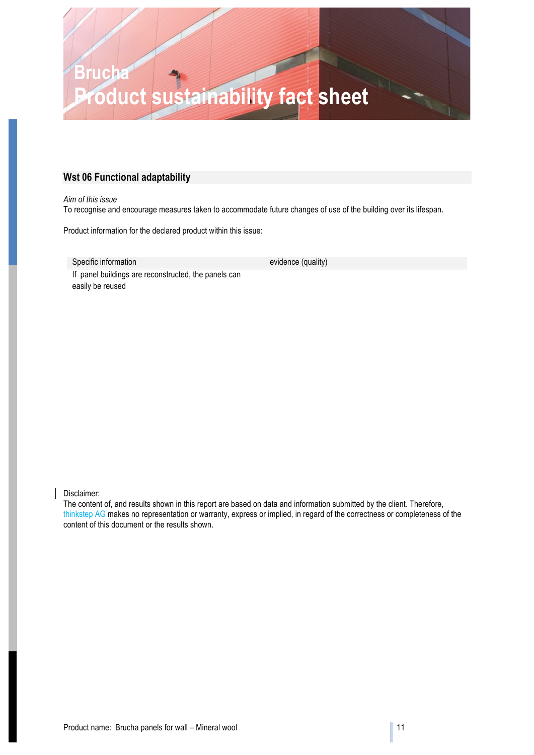# Brucha
# Product sustainability fact sheet

## Wst 06 Functional adaptability

*Aim of this issue*
To recognise and encourage measures taken to accommodate future changes of use of the building over its lifespan.

Product information for the declared product within this issue:

| Specific information | evidence (quality) |
|---|---|
| If panel buildings are reconstructed, the panels can easily be reused | |

Disclaimer:
The content of, and results shown in this report are based on data and information submitted by the client. Therefore, thinkstep AG makes no representation or warranty, express or implied, in regard of the correctness or completeness of the content of this document or the results shown.

Product name: Brucha panels for wall – Mineral wool